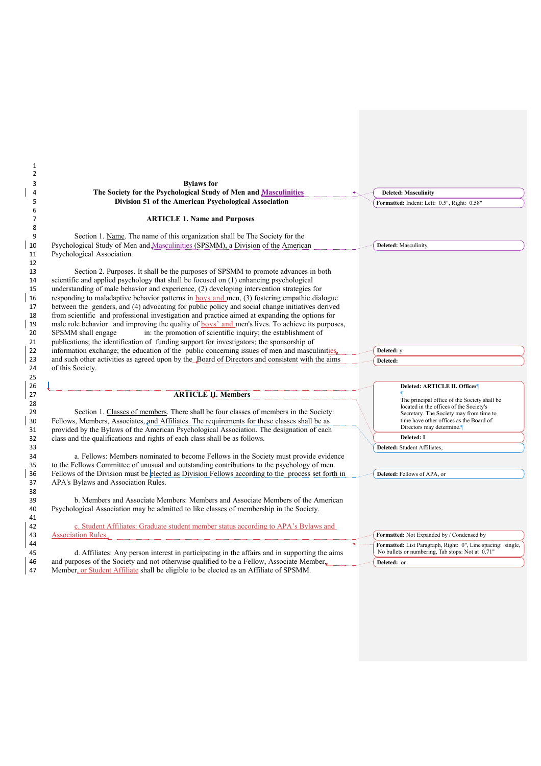**Bylaws for**
**The Society for the Psychological Study of Men and Masculinities**
**Division 51 of the American Psychological Association**

## ARTICLE 1. Name and Purposes

Section 1. Name. The name of this organization shall be The Society for the Psychological Study of Men and Masculinities (SPSMM), a Division of the American Psychological Association.

Section 2. Purposes. It shall be the purposes of SPSMM to promote advances in both scientific and applied psychology that shall be focused on (1) enhancing psychological understanding of male behavior and experience, (2) developing intervention strategies for responding to maladaptive behavior patterns in boys and men, (3) fostering empathic dialogue between the genders, and (4) advocating for public policy and social change initiatives derived from scientific and professional investigation and practice aimed at expanding the options for male role behavior and improving the quality of boys' and men's lives. To achieve its purposes, SPSMM shall engage in: the promotion of scientific inquiry; the establishment of publications; the identification of funding support for investigators; the sponsorship of information exchange; the education of the public concerning issues of men and masculinities and such other activities as agreed upon by the Board of Directors and consistent with the aims of this Society.

## ARTICLE II. Members

Section 1. Classes of members. There shall be four classes of members in the Society: Fellows, Members, Associates, and Affiliates. The requirements for these classes shall be as provided by the Bylaws of the American Psychological Association. The designation of each class and the qualifications and rights of each class shall be as follows.

a. Fellows: Members nominated to become Fellows in the Society must provide evidence to the Fellows Committee of unusual and outstanding contributions to the psychology of men. Fellows of the Division must be elected as Division Fellows according to the process set forth in APA's Bylaws and Association Rules.

b. Members and Associate Members: Members and Associate Members of the American Psychological Association may be admitted to like classes of membership in the Society.

c. Student Affiliates: Graduate student member status according to APA's Bylaws and Association Rules.

d. Affiliates: Any person interest in participating in the affairs and in supporting the aims and purposes of the Society and not otherwise qualified to be a Fellow, Associate Member, Member, or Student Affiliate shall be eligible to be elected as an Affiliate of SPSMM.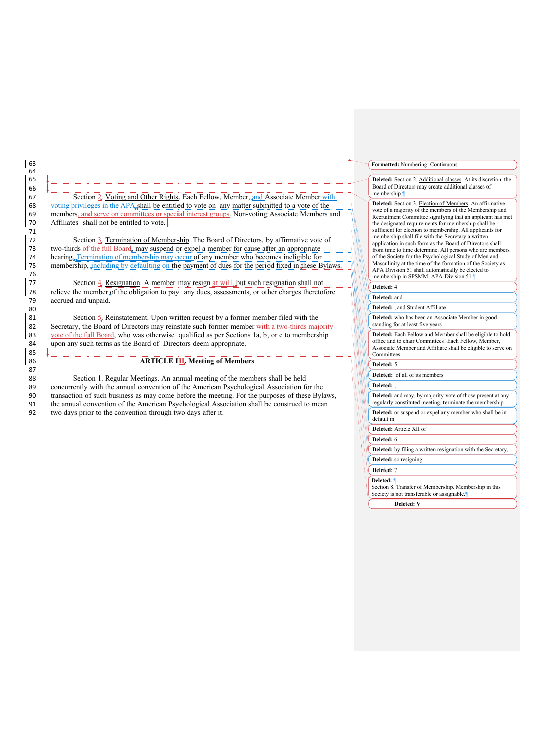Section 2. Voting and Other Rights. Each Fellow, Member, and Associate Member with voting privileges in the APA shall be entitled to vote on any matter submitted to a vote of the members, and serve on committees or special interest groups. Non-voting Associate Members and Affiliates shall not be entitled to vote.

Section 3. Termination of Membership. The Board of Directors, by affirmative vote of two-thirds of the full Board, may suspend or expel a member for cause after an appropriate hearing. Termination of membership may occur of any member who becomes ineligible for membership, including by defaulting on the payment of dues for the period fixed in these Bylaws.

Section 4. Resignation. A member may resign at will, but such resignation shall not relieve the member of the obligation to pay any dues, assessments, or other charges theretofore accrued and unpaid.

Section 5. Reinstatement. Upon written request by a former member filed with the Secretary, the Board of Directors may reinstate such former member with a two-thirds majority vote of the full Board, who was otherwise qualified as per Sections 1a, b, or c to membership upon any such terms as the Board of Directors deem appropriate.

## ARTICLE III. Meeting of Members

Section 1. Regular Meetings. An annual meeting of the members shall be held concurrently with the annual convention of the American Psychological Association for the transaction of such business as may come before the meeting. For the purposes of these Bylaws, the annual convention of the American Psychological Association shall be construed to mean two days prior to the convention through two days after it.

**Formatted:** Numbering: Continuous

**Deleted:** Section 2. Additional classes. At its discretion, the Board of Directors may create additional classes of membership.

**Deleted:** Section 3. Election of Members. An affirmative vote of a majority of the members of the Membership and Recruitment Committee signifying that an applicant has met the designated requirements for membership shall be sufficient for election to membership. All applicants for membership shall file with the Secretary a written application in such form as the Board of Directors shall from time to time determine. All persons who are members of the Society for the Psychological Study of Men and Masculinity at the time of the formation of the Society as APA Division 51 shall automatically be elected to membership in SPSMM, APA Division 51.

**Deleted:** 4

**Deleted:** and

**Deleted:** , and Student Affiliate

**Deleted:** who has been an Associate Member in good standing for at least five years

**Deleted:** Each Fellow and Member shall be eligible to hold office and to chair Committees. Each Fellow, Member, Associate Member and Affiliate shall be eligible to serve on Committees.

**Deleted:** 5

**Deleted:** of all of its members

**Deleted:** ,

**Deleted:** and may, by majority vote of those present at any regularly constituted meeting, terminate the membership

**Deleted:** or suspend or expel any member who shall be in default in

**Deleted:** Article XII of

**Deleted:** 6

**Deleted:** by filing a written resignation with the Secretary,

**Deleted:** so resigning

**Deleted:** 7

**Deleted:** Section 8. Transfer of Membership. Membership in this Society is not transferable or assignable.

**Deleted:** V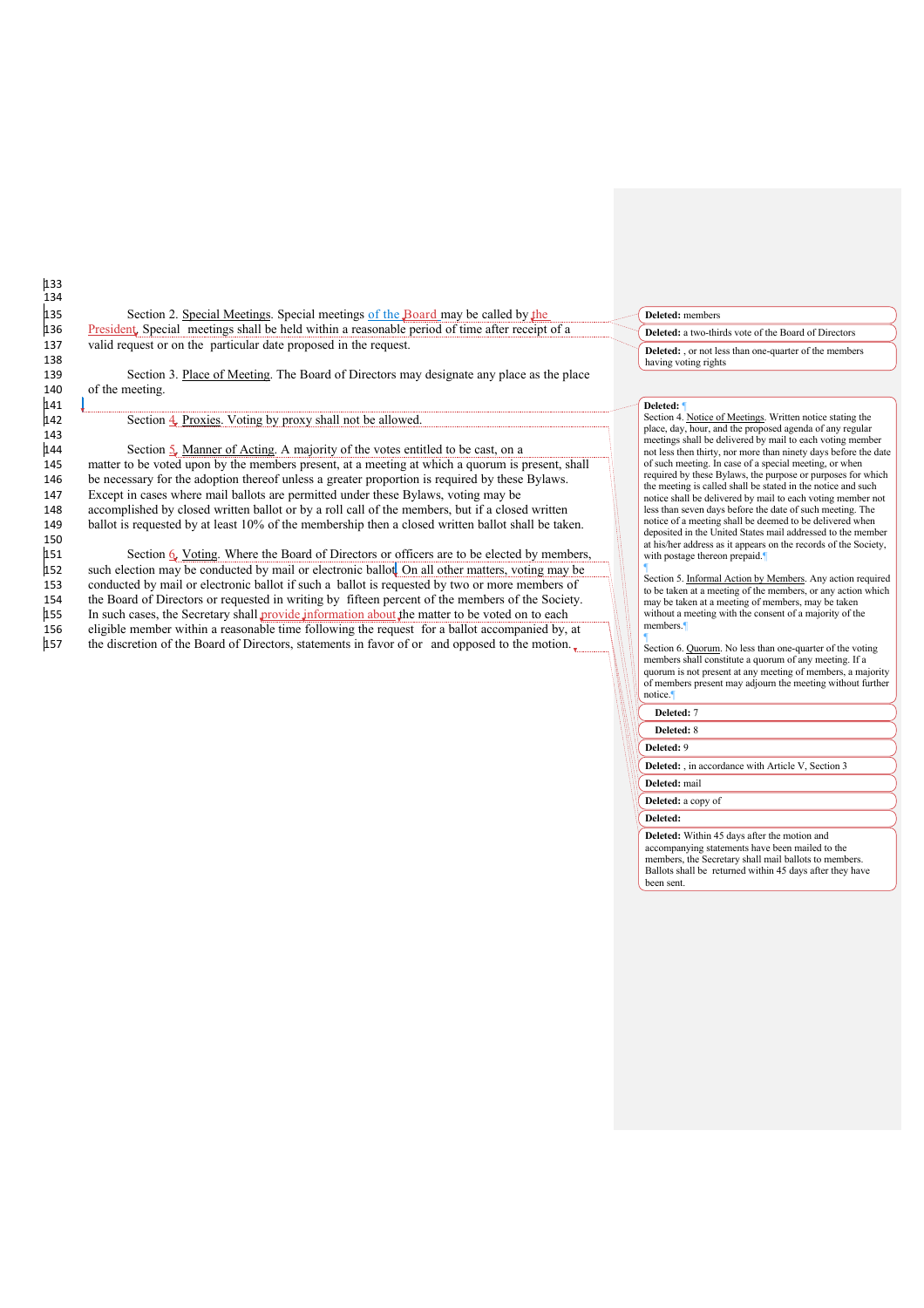Section 2. Special Meetings. Special meetings of the Board may be called by the President. Special meetings shall be held within a reasonable period of time after receipt of a valid request or on the particular date proposed in the request.

Section 3. Place of Meeting. The Board of Directors may designate any place as the place of the meeting.

Section 4. Proxies. Voting by proxy shall not be allowed.

Section 5. Manner of Acting. A majority of the votes entitled to be cast, on a matter to be voted upon by the members present, at a meeting at which a quorum is present, shall be necessary for the adoption thereof unless a greater proportion is required by these Bylaws. Except in cases where mail ballots are permitted under these Bylaws, voting may be accomplished by closed written ballot or by a roll call of the members, but if a closed written ballot is requested by at least 10% of the membership then a closed written ballot shall be taken.

Section 6. Voting. Where the Board of Directors or officers are to be elected by members, such election may be conducted by mail or electronic ballot. On all other matters, voting may be conducted by mail or electronic ballot if such a ballot is requested by two or more members of the Board of Directors or requested in writing by fifteen percent of the members of the Society. In such cases, the Secretary shall provide information about the matter to be voted on to each eligible member within a reasonable time following the request for a ballot accompanied by, at the discretion of the Board of Directors, statements in favor of or and opposed to the motion.

**Deleted:** members

**Deleted:** a two-thirds vote of the Board of Directors

**Deleted:** , or not less than one-quarter of the members having voting rights

**Deleted:**

Section 4. Notice of Meetings. Written notice stating the place, day, hour, and the proposed agenda of any regular meetings shall be delivered by mail to each voting member not less then thirty, nor more than ninety days before the date of such meeting. In case of a special meeting, or when required by these Bylaws, the purpose or purposes for which the meeting is called shall be stated in the notice and such notice shall be delivered by mail to each voting member not less than seven days before the date of such meeting. The notice of a meeting shall be deemed to be delivered when deposited in the United States mail addressed to the member at his/her address as it appears on the records of the Society, with postage thereon prepaid.

Section 5. Informal Action by Members. Any action required to be taken at a meeting of the members, or any action which may be taken at a meeting of members, may be taken without a meeting with the consent of a majority of the members.

Section 6. Quorum. No less than one-quarter of the voting members shall constitute a quorum of any meeting. If a quorum is not present at any meeting of members, a majority of members present may adjourn the meeting without further notice.

**Deleted:** 7

**Deleted:** 8

**Deleted:** 9

**Deleted:** , in accordance with Article V, Section 3

**Deleted:** mail

**Deleted:** a copy of

**Deleted:**

**Deleted:** Within 45 days after the motion and accompanying statements have been mailed to the members, the Secretary shall mail ballots to members. Ballots shall be returned within 45 days after they have been sent.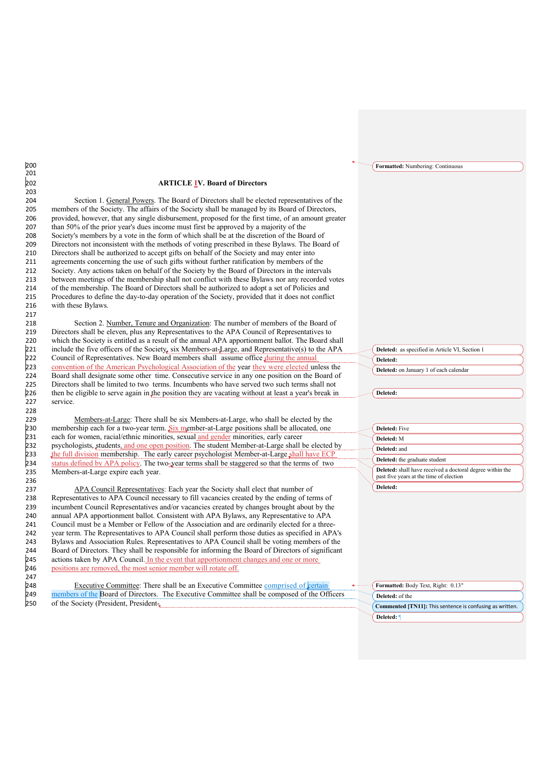## ARTICLE IV. Board of Directors

Section 1. General Powers. The Board of Directors shall be elected representatives of the members of the Society. The affairs of the Society shall be managed by its Board of Directors, provided, however, that any single disbursement, proposed for the first time, of an amount greater than 50% of the prior year's dues income must first be approved by a majority of the Society's members by a vote in the form of which shall be at the discretion of the Board of Directors not inconsistent with the methods of voting prescribed in these Bylaws. The Board of Directors shall be authorized to accept gifts on behalf of the Society and may enter into agreements concerning the use of such gifts without further ratification by members of the Society. Any actions taken on behalf of the Society by the Board of Directors in the intervals between meetings of the membership shall not conflict with these Bylaws nor any recorded votes of the membership. The Board of Directors shall be authorized to adopt a set of Policies and Procedures to define the day-to-day operation of the Society, provided that it does not conflict with these Bylaws.

Section 2. Number, Tenure and Organization: The number of members of the Board of Directors shall be eleven, plus any Representatives to the APA Council of Representatives to which the Society is entitled as a result of the annual APA apportionment ballot. The Board shall include the five officers of the Society, six Members-at-Large, and Representative(s) to the APA Council of Representatives. New Board members shall assume office during the annual convention of the American Psychological Association of the year they were elected unless the Board shall designate some other time. Consecutive service in any one position on the Board of Directors shall be limited to two terms. Incumbents who have served two such terms shall not then be eligible to serve again in the position they are vacating without at least a year's break in service.

Members-at-Large: There shall be six Members-at-Large, who shall be elected by the membership each for a two-year term. Six member-at-Large positions shall be allocated, one each for women, racial/ethnic minorities, sexual and gender minorities, early career psychologists, students, and one open position. The student Member-at-Large shall be elected by the full division membership. The early career psychologist Member-at-Large shall have ECP status defined by APA policy. The two-year terms shall be staggered so that the terms of two Members-at-Large expire each year.

APA Council Representatives: Each year the Society shall elect that number of Representatives to APA Council necessary to fill vacancies created by the ending of terms of incumbent Council Representatives and/or vacancies created by changes brought about by the annual APA apportionment ballot. Consistent with APA Bylaws, any Representative to APA Council must be a Member or Fellow of the Association and are ordinarily elected for a three-year term. The Representatives to APA Council shall perform those duties as specified in APA's Bylaws and Association Rules. Representatives to APA Council shall be voting members of the Board of Directors. They shall be responsible for informing the Board of Directors of significant actions taken by APA Council. In the event that apportionment changes and one or more positions are removed, the most senior member will rotate off.

Executive Committee: There shall be an Executive Committee comprised of certain members of the Board of Directors. The Executive Committee shall be composed of the Officers of the Society (President, President-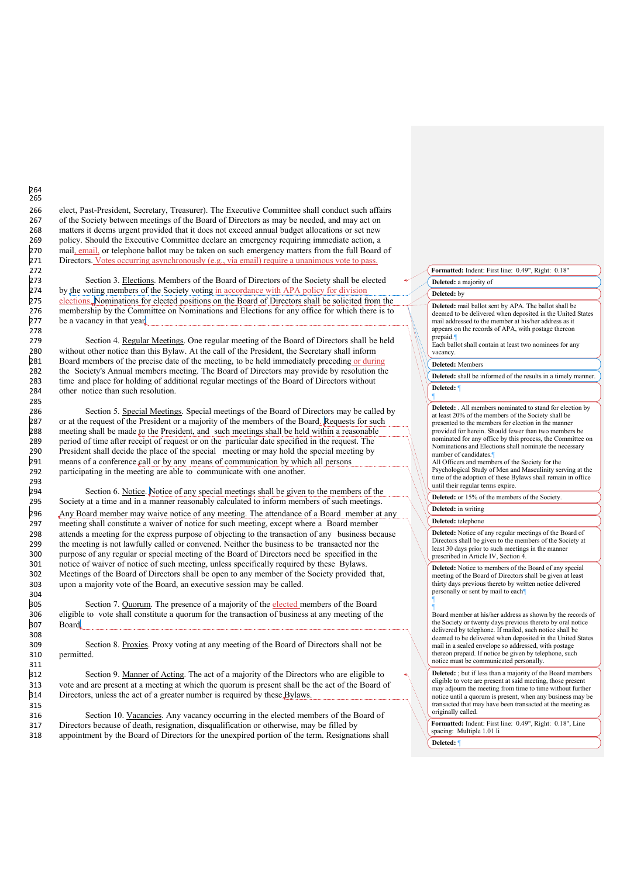elect, Past-President, Secretary, Treasurer). The Executive Committee shall conduct such affairs of the Society between meetings of the Board of Directors as may be needed, and may act on matters it deems urgent provided that it does not exceed annual budget allocations or set new policy. Should the Executive Committee declare an emergency requiring immediate action, a mail, email, or telephone ballot may be taken on such emergency matters from the full Board of Directors. Votes occurring asynchronously (e.g., via email) require a unanimous vote to pass.

Section 3. Elections. Members of the Board of Directors of the Society shall be elected by the voting members of the Society voting in accordance with APA policy for division elections. Nominations for elected positions on the Board of Directors shall be solicited from the membership by the Committee on Nominations and Elections for any office for which there is to be a vacancy in that year.

Section 4. Regular Meetings. One regular meeting of the Board of Directors shall be held without other notice than this Bylaw. At the call of the President, the Secretary shall inform Board members of the precise date of the meeting, to be held immediately preceding or during the Society's Annual members meeting. The Board of Directors may provide by resolution the time and place for holding of additional regular meetings of the Board of Directors without other notice than such resolution.

Section 5. Special Meetings. Special meetings of the Board of Directors may be called by or at the request of the President or a majority of the members of the Board. Requests for such meeting shall be made to the President, and such meetings shall be held within a reasonable period of time after receipt of request or on the particular date specified in the request. The President shall decide the place of the special meeting or may hold the special meeting by means of a conference call or by any means of communication by which all persons participating in the meeting are able to communicate with one another.

Section 6. Notice. Notice of any special meetings shall be given to the members of the Society at a time and in a manner reasonably calculated to inform members of such meetings. Any Board member may waive notice of any meeting. The attendance of a Board member at any meeting shall constitute a waiver of notice for such meeting, except where a Board member attends a meeting for the express purpose of objecting to the transaction of any business because the meeting is not lawfully called or convened. Neither the business to be transacted nor the purpose of any regular or special meeting of the Board of Directors need be specified in the notice of waiver of notice of such meeting, unless specifically required by these Bylaws. Meetings of the Board of Directors shall be open to any member of the Society provided that, upon a majority vote of the Board, an executive session may be called.

Section 7. Quorum. The presence of a majority of the elected members of the Board eligible to vote shall constitute a quorum for the transaction of business at any meeting of the Board.

Section 8. Proxies. Proxy voting at any meeting of the Board of Directors shall not be permitted.

Section 9. Manner of Acting. The act of a majority of the Directors who are eligible to vote and are present at a meeting at which the quorum is present shall be the act of the Board of Directors, unless the act of a greater number is required by these Bylaws.

Section 10. Vacancies. Any vacancy occurring in the elected members of the Board of Directors because of death, resignation, disqualification or otherwise, may be filled by appointment by the Board of Directors for the unexpired portion of the term. Resignations shall

Formatted: Indent: First line: 0.49", Right: 0.18"

Deleted: a majority of

Deleted: by

Deleted: mail ballot sent by APA. The ballot shall be deemed to be delivered when deposited in the United States mail addressed to the member at his/her address as it appears on the records of APA, with postage thereon prepaid.
Each ballot shall contain at least two nominees for any vacancy.

Deleted: Members

Deleted: shall be informed of the results in a timely manner.

Deleted:

Deleted: . All members nominated to stand for election by at least 20% of the members of the Society shall be presented to the members for election in the manner provided for herein. Should fewer than two members be nominated for any office by this process, the Committee on Nominations and Elections shall nominate the necessary number of candidates.
All Officers and members of the Society for the Psychological Study of Men and Masculinity serving at the time of the adoption of these Bylaws shall remain in office until their regular terms expire.

Deleted: or 15% of the members of the Society.

Deleted: in writing

Deleted: telephone

Deleted: Notice of any regular meetings of the Board of Directors shall be given to the members of the Society at least 30 days prior to such meetings in the manner prescribed in Article IV, Section 4.

Deleted: Notice to members of the Board of any special meeting of the Board of Directors shall be given at least thirty days previous thereto by written notice delivered personally or sent by mail to each

Board member at his/her address as shown by the records of the Society or twenty days previous thereto by oral notice delivered by telephone. If mailed, such notice shall be deemed to be delivered when deposited in the United States mail in a sealed envelope so addressed, with postage thereon prepaid. If notice be given by telephone, such notice must be communicated personally.

Deleted: ; but if less than a majority of the Board members eligible to vote are present at said meeting, those present may adjourn the meeting from time to time without further notice until a quorum is present, when any business may be transacted that may have been transacted at the meeting as originally called.

Formatted: Indent: First line: 0.49", Right: 0.18", Line spacing: Multiple 1.01 li

Deleted: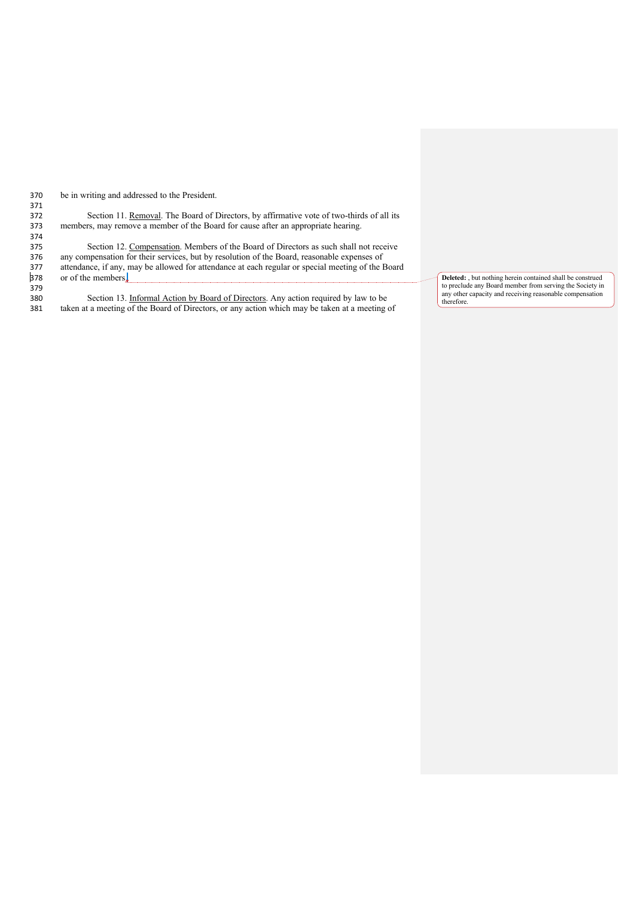be in writing and addressed to the President.

Section 11. Removal. The Board of Directors, by affirmative vote of two-thirds of all its members, may remove a member of the Board for cause after an appropriate hearing.

Section 12. Compensation. Members of the Board of Directors as such shall not receive any compensation for their services, but by resolution of the Board, reasonable expenses of attendance, if any, may be allowed for attendance at each regular or special meeting of the Board or of the members.

**Deleted:** , but nothing herein contained shall be construed to preclude any Board member from serving the Society in any other capacity and receiving reasonable compensation therefore.

Section 13. Informal Action by Board of Directors. Any action required by law to be taken at a meeting of the Board of Directors, or any action which may be taken at a meeting of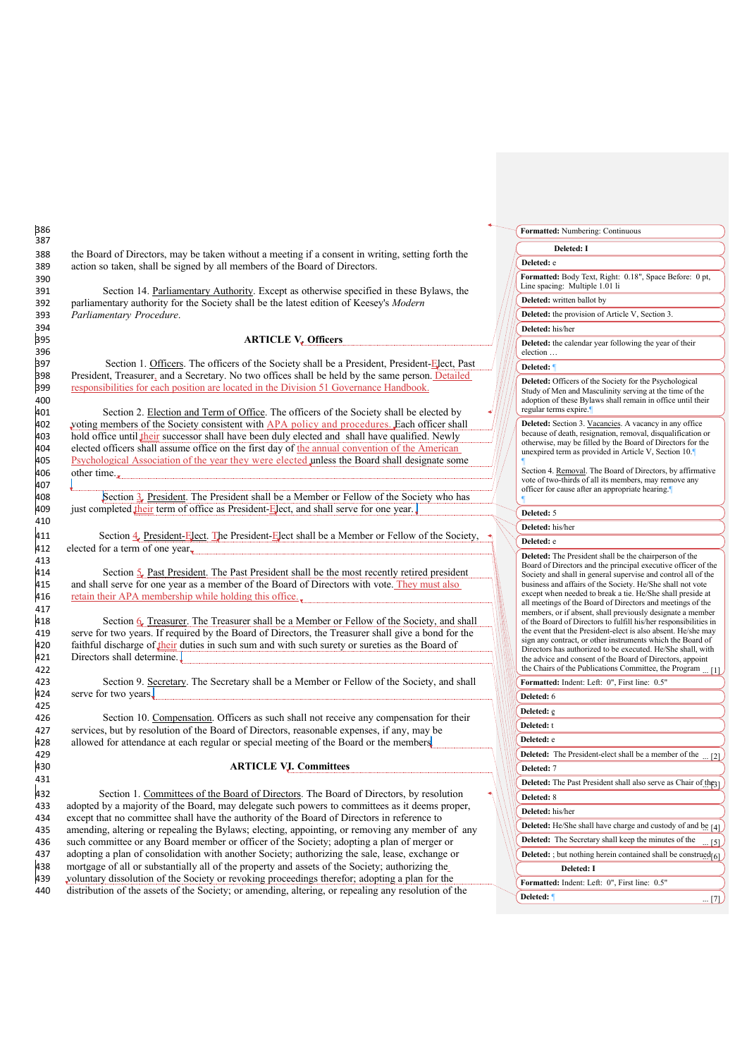the Board of Directors, may be taken without a meeting if a consent in writing, setting forth the action so taken, shall be signed by all members of the Board of Directors.

Section 14. Parliamentary Authority. Except as otherwise specified in these Bylaws, the parliamentary authority for the Society shall be the latest edition of Keesey's *Modern Parliamentary Procedure*.

## ARTICLE V. Officers

Section 1. Officers. The officers of the Society shall be a President, President-Elect, Past President, Treasurer, and a Secretary. No two offices shall be held by the same person. Detailed responsibilities for each position are located in the Division 51 Governance Handbook.

Section 2. Election and Term of Office. The officers of the Society shall be elected by voting members of the Society consistent with APA policy and procedures. Each officer shall hold office until their successor shall have been duly elected and shall have qualified. Newly elected officers shall assume office on the first day of the annual convention of the American Psychological Association of the year they were elected unless the Board shall designate some other time.

Section 3. President. The President shall be a Member or Fellow of the Society who has just completed their term of office as President-Elect, and shall serve for one year.

Section 4. President-Elect. The President-Elect shall be a Member or Fellow of the Society, elected for a term of one year.

Section 5. Past President. The Past President shall be the most recently retired president and shall serve for one year as a member of the Board of Directors with vote. They must also retain their APA membership while holding this office.

Section 6. Treasurer. The Treasurer shall be a Member or Fellow of the Society, and shall serve for two years. If required by the Board of Directors, the Treasurer shall give a bond for the faithful discharge of their duties in such sum and with such surety or sureties as the Board of Directors shall determine.

Section 9. Secretary. The Secretary shall be a Member or Fellow of the Society, and shall serve for two years.

Section 10. Compensation. Officers as such shall not receive any compensation for their services, but by resolution of the Board of Directors, reasonable expenses, if any, may be allowed for attendance at each regular or special meeting of the Board or the members.

## ARTICLE VI. Committees

Section 1. Committees of the Board of Directors. The Board of Directors, by resolution adopted by a majority of the Board, may delegate such powers to committees as it deems proper, except that no committee shall have the authority of the Board of Directors in reference to amending, altering or repealing the Bylaws; electing, appointing, or removing any member of any such committee or any Board member or officer of the Society; adopting a plan of merger or adopting a plan of consolidation with another Society; authorizing the sale, lease, exchange or mortgage of all or substantially all of the property and assets of the Society; authorizing the voluntary dissolution of the Society or revoking proceedings therefor; adopting a plan for the distribution of the assets of the Society; or amending, altering, or repealing any resolution of the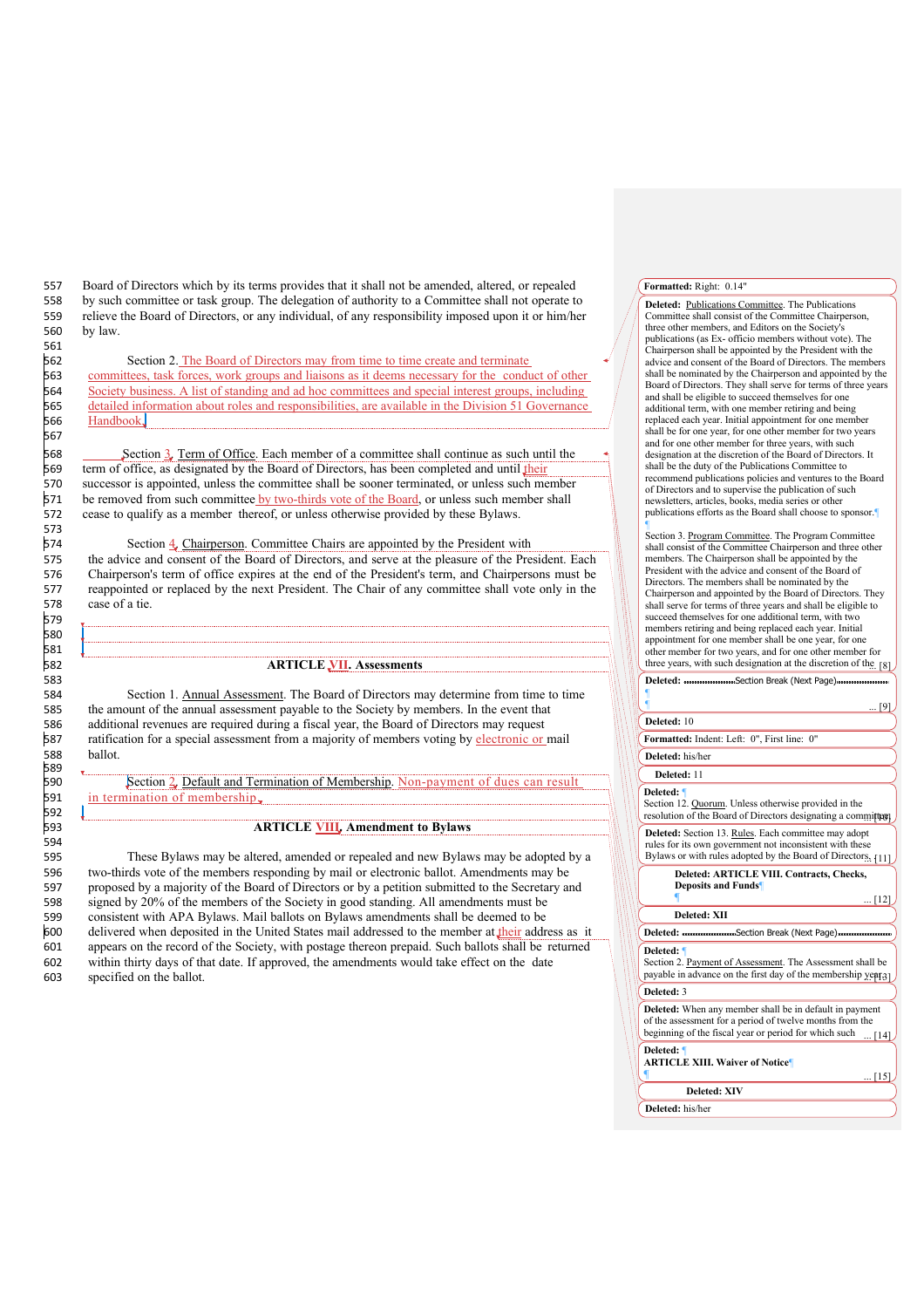Board of Directors which by its terms provides that it shall not be amended, altered, or repealed by such committee or task group. The delegation of authority to a Committee shall not operate to relieve the Board of Directors, or any individual, of any responsibility imposed upon it or him/her by law.

Section 2. The Board of Directors may from time to time create and terminate committees, task forces, work groups and liaisons as it deems necessary for the conduct of other Society business. A list of standing and ad hoc committees and special interest groups, including detailed information about roles and responsibilities, are available in the Division 51 Governance Handbook.

Section 3. Term of Office. Each member of a committee shall continue as such until the term of office, as designated by the Board of Directors, has been completed and until their successor is appointed, unless the committee shall be sooner terminated, or unless such member be removed from such committee by two-thirds vote of the Board, or unless such member shall cease to qualify as a member thereof, or unless otherwise provided by these Bylaws.

Section 4. Chairperson. Committee Chairs are appointed by the President with the advice and consent of the Board of Directors, and serve at the pleasure of the President. Each Chairperson's term of office expires at the end of the President's term, and Chairpersons must be reappointed or replaced by the next President. The Chair of any committee shall vote only in the case of a tie.

## ARTICLE VII. Assessments

Section 1. Annual Assessment. The Board of Directors may determine from time to time the amount of the annual assessment payable to the Society by members. In the event that additional revenues are required during a fiscal year, the Board of Directors may request ratification for a special assessment from a majority of members voting by electronic or mail ballot.

Section 2. Default and Termination of Membership. Non-payment of dues can result in termination of membership.

## ARTICLE VIII. Amendment to Bylaws

These Bylaws may be altered, amended or repealed and new Bylaws may be adopted by a two-thirds vote of the members responding by mail or electronic ballot. Amendments may be proposed by a majority of the Board of Directors or by a petition submitted to the Secretary and signed by 20% of the members of the Society in good standing. All amendments must be consistent with APA Bylaws. Mail ballots on Bylaws amendments shall be deemed to be delivered when deposited in the United States mail addressed to the member at their address as it appears on the record of the Society, with postage thereon prepaid. Such ballots shall be returned within thirty days of that date. If approved, the amendments would take effect on the date specified on the ballot.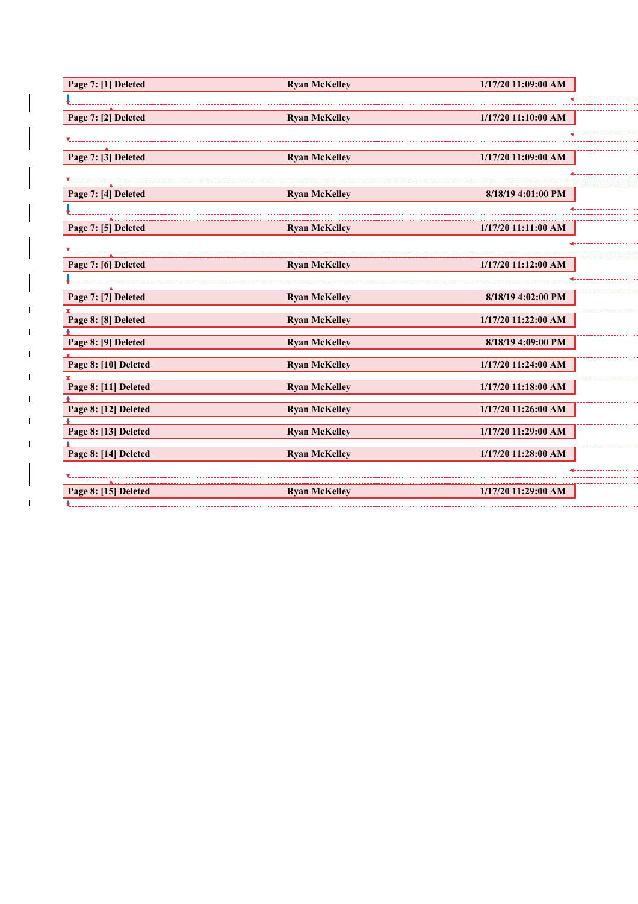Page 7: [1] Deleted Ryan McKelley 1/17/20 11:09:00 AM

Page 7: [2] Deleted Ryan McKelley 1/17/20 11:10:00 AM

Page 7: [3] Deleted Ryan McKelley 1/17/20 11:09:00 AM

Page 7: [4] Deleted Ryan McKelley 8/18/19 4:01:00 PM

Page 7: [5] Deleted Ryan McKelley 1/17/20 11:11:00 AM

Page 7: [6] Deleted Ryan McKelley 1/17/20 11:12:00 AM

Page 7: [7] Deleted Ryan McKelley 8/18/19 4:02:00 PM

Page 8: [8] Deleted Ryan McKelley 1/17/20 11:22:00 AM

Page 8: [9] Deleted Ryan McKelley 8/18/19 4:09:00 PM

Page 8: [10] Deleted Ryan McKelley 1/17/20 11:24:00 AM

Page 8: [11] Deleted Ryan McKelley 1/17/20 11:18:00 AM

Page 8: [12] Deleted Ryan McKelley 1/17/20 11:26:00 AM

Page 8: [13] Deleted Ryan McKelley 1/17/20 11:29:00 AM

Page 8: [14] Deleted Ryan McKelley 1/17/20 11:28:00 AM

Page 8: [15] Deleted Ryan McKelley 1/17/20 11:29:00 AM